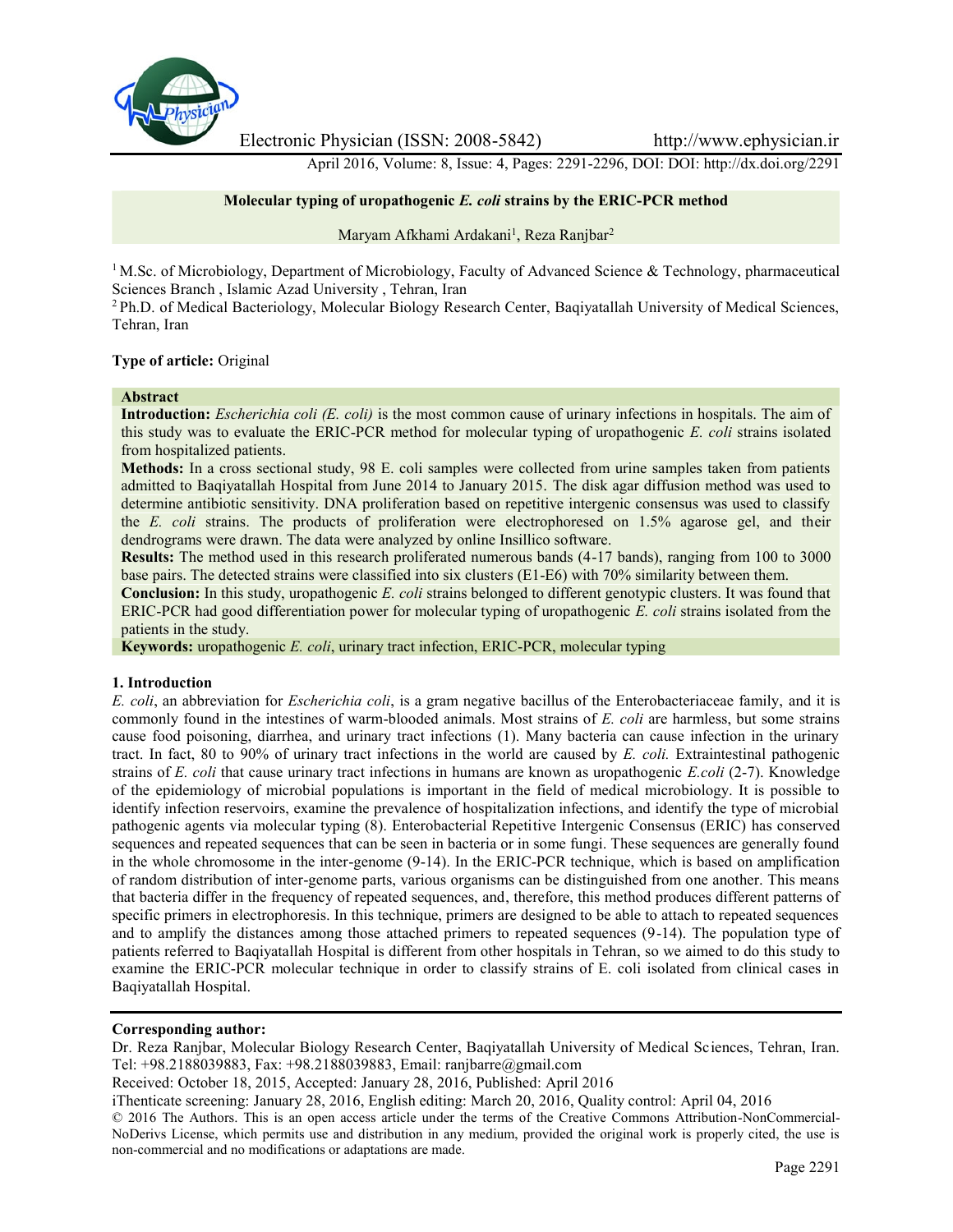# Molecular typing of uropathogenic *E. coli* strains by the ERIC-PCR method

Maryam Afkhami Ardakani[1], Reza Ranjbar[2]

[1] M.Sc. of Microbiology, Department of Microbiology, Faculty of Advanced Science & Technology, pharmaceutical Sciences Branch , Islamic Azad University , Tehran, Iran

[2] Ph.D. of Medical Bacteriology, Molecular Biology Research Center, Baqiyatallah University of Medical Sciences, Tehran, Iran

**Type of article:** Original

## Abstract

**Introduction:** *Escherichia coli (E. coli)* is the most common cause of urinary infections in hospitals. The aim of this study was to evaluate the ERIC-PCR method for molecular typing of uropathogenic *E. coli* strains isolated from hospitalized patients.

**Methods:** In a cross sectional study, 98 E. coli samples were collected from urine samples taken from patients admitted to Baqiyatallah Hospital from June 2014 to January 2015. The disk agar diffusion method was used to determine antibiotic sensitivity. DNA proliferation based on repetitive intergenic consensus was used to classify the *E. coli* strains. The products of proliferation were electrophoresed on 1.5% agarose gel, and their dendrograms were drawn. The data were analyzed by online Insillico software.

**Results:** The method used in this research proliferated numerous bands (4-17 bands), ranging from 100 to 3000 base pairs. The detected strains were classified into six clusters (E1-E6) with 70% similarity between them.

**Conclusion:** In this study, uropathogenic *E. coli* strains belonged to different genotypic clusters. It was found that ERIC-PCR had good differentiation power for molecular typing of uropathogenic *E. coli* strains isolated from the patients in the study.

**Keywords:** uropathogenic *E. coli*, urinary tract infection, ERIC-PCR, molecular typing

## 1. Introduction

*E. coli*, an abbreviation for *Escherichia coli*, is a gram negative bacillus of the Enterobacteriaceae family, and it is commonly found in the intestines of warm-blooded animals. Most strains of *E. coli* are harmless, but some strains cause food poisoning, diarrhea, and urinary tract infections (1). Many bacteria can cause infection in the urinary tract. In fact, 80 to 90% of urinary tract infections in the world are caused by *E. coli.* Extraintestinal pathogenic strains of *E. coli* that cause urinary tract infections in humans are known as uropathogenic *E.coli* (2-7). Knowledge of the epidemiology of microbial populations is important in the field of medical microbiology. It is possible to identify infection reservoirs, examine the prevalence of hospitalization infections, and identify the type of microbial pathogenic agents via molecular typing (8). Enterobacterial Repetitive Intergenic Consensus (ERIC) has conserved sequences and repeated sequences that can be seen in bacteria or in some fungi. These sequences are generally found in the whole chromosome in the inter-genome (9-14). In the ERIC-PCR technique, which is based on amplification of random distribution of inter-genome parts, various organisms can be distinguished from one another. This means that bacteria differ in the frequency of repeated sequences, and, therefore, this method produces different patterns of specific primers in electrophoresis. In this technique, primers are designed to be able to attach to repeated sequences and to amplify the distances among those attached primers to repeated sequences (9-14). The population type of patients referred to Baqiyatallah Hospital is different from other hospitals in Tehran, so we aimed to do this study to examine the ERIC-PCR molecular technique in order to classify strains of E. coli isolated from clinical cases in Baqiyatallah Hospital.

**Corresponding author:**

Dr. Reza Ranjbar, Molecular Biology Research Center, Baqiyatallah University of Medical Sciences, Tehran, Iran. Tel: +98.2188039883, Fax: +98.2188039883, Email: ranjbarre@gmail.com

Received: October 18, 2015, Accepted: January 28, 2016, Published: April 2016

iThenticate screening: January 28, 2016, English editing: March 20, 2016, Quality control: April 04, 2016

© 2016 The Authors. This is an open access article under the terms of the Creative Commons Attribution-NonCommercial-NoDerivs License, which permits use and distribution in any medium, provided the original work is properly cited, the use is non-commercial and no modifications or adaptations are made.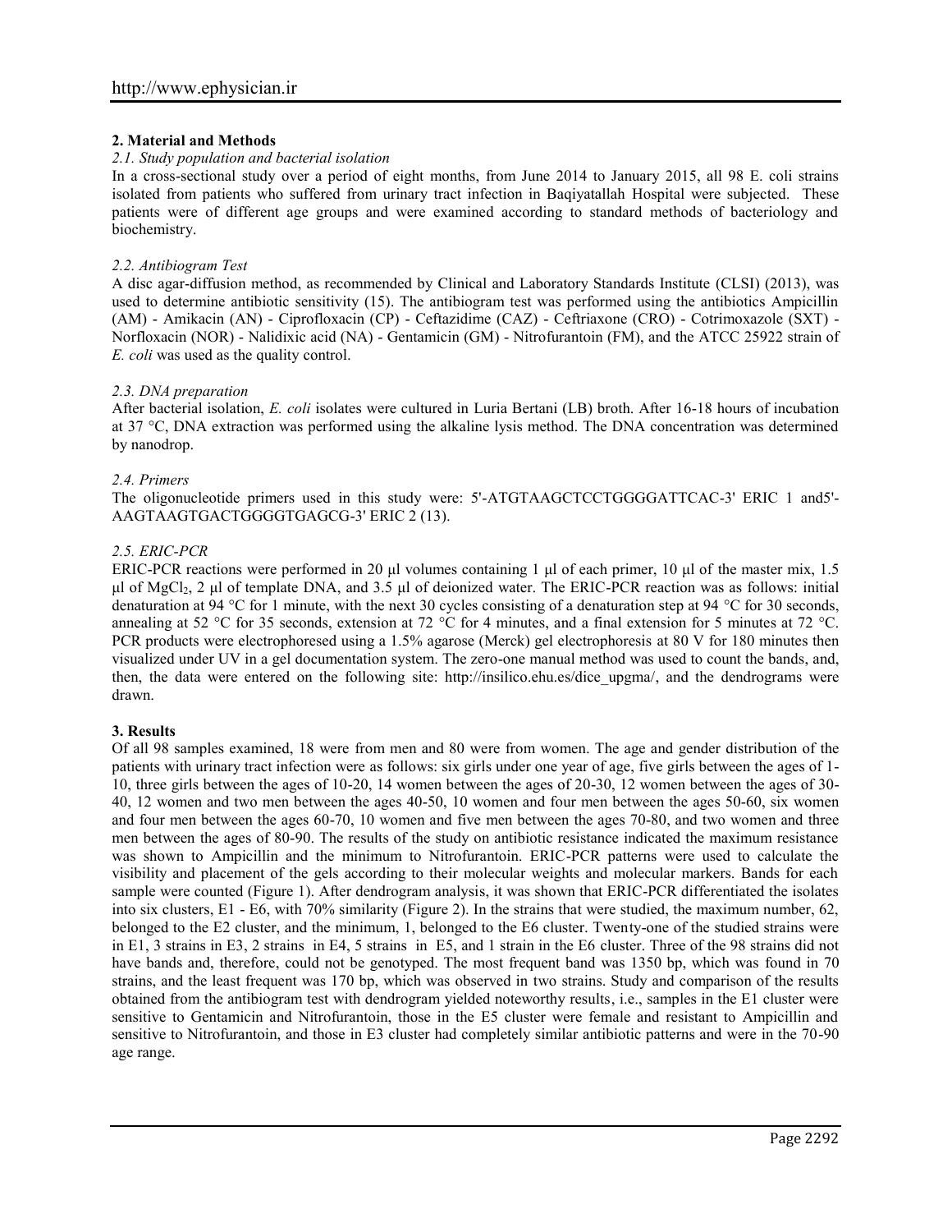## 2. Material and Methods

### *2.1. Study population and bacterial isolation*

In a cross-sectional study over a period of eight months, from June 2014 to January 2015, all 98 E. coli strains isolated from patients who suffered from urinary tract infection in Baqiyatallah Hospital were subjected. These patients were of different age groups and were examined according to standard methods of bacteriology and biochemistry.

### *2.2. Antibiogram Test*

A disc agar-diffusion method, as recommended by Clinical and Laboratory Standards Institute (CLSI) (2013), was used to determine antibiotic sensitivity (15). The antibiogram test was performed using the antibiotics Ampicillin (AM) - Amikacin (AN) - Ciprofloxacin (CP) - Ceftazidime (CAZ) - Ceftriaxone (CRO) - Cotrimoxazole (SXT) - Norfloxacin (NOR) - Nalidixic acid (NA) - Gentamicin (GM) - Nitrofurantoin (FM), and the ATCC 25922 strain of *E. coli* was used as the quality control.

### *2.3. DNA preparation*

After bacterial isolation, *E. coli* isolates were cultured in Luria Bertani (LB) broth. After 16-18 hours of incubation at 37 °C, DNA extraction was performed using the alkaline lysis method. The DNA concentration was determined by nanodrop.

### *2.4. Primers*

The oligonucleotide primers used in this study were: 5'-ATGTAAGCTCCTGGGGATTCAC-3' ERIC 1 and5'-AAGTAAGTGACTGGGGTGAGCG-3' ERIC 2 (13).

### *2.5. ERIC-PCR*

ERIC-PCR reactions were performed in 20 µl volumes containing 1 µl of each primer, 10 µl of the master mix, 1.5 µl of $MgCl_2$, 2 µl of template DNA, and 3.5 µl of deionized water. The ERIC-PCR reaction was as follows: initial denaturation at 94 °C for 1 minute, with the next 30 cycles consisting of a denaturation step at 94 °C for 30 seconds, annealing at 52 °C for 35 seconds, extension at 72 °C for 4 minutes, and a final extension for 5 minutes at 72 °C. PCR products were electrophoresed using a 1.5% agarose (Merck) gel electrophoresis at 80 V for 180 minutes then visualized under UV in a gel documentation system. The zero-one manual method was used to count the bands, and, then, the data were entered on the following site: http://insilico.ehu.es/dice_upgma/, and the dendrograms were drawn.

## 3. Results

Of all 98 samples examined, 18 were from men and 80 were from women. The age and gender distribution of the patients with urinary tract infection were as follows: six girls under one year of age, five girls between the ages of 1-10, three girls between the ages of 10-20, 14 women between the ages of 20-30, 12 women between the ages of 30-40, 12 women and two men between the ages 40-50, 10 women and four men between the ages 50-60, six women and four men between the ages 60-70, 10 women and five men between the ages 70-80, and two women and three men between the ages of 80-90. The results of the study on antibiotic resistance indicated the maximum resistance was shown to Ampicillin and the minimum to Nitrofurantoin. ERIC-PCR patterns were used to calculate the visibility and placement of the gels according to their molecular weights and molecular markers. Bands for each sample were counted (Figure 1). After dendrogram analysis, it was shown that ERIC-PCR differentiated the isolates into six clusters, E1 - E6, with 70% similarity (Figure 2). In the strains that were studied, the maximum number, 62, belonged to the E2 cluster, and the minimum, 1, belonged to the E6 cluster. Twenty-one of the studied strains were in E1, 3 strains in E3, 2 strains in E4, 5 strains in E5, and 1 strain in the E6 cluster. Three of the 98 strains did not have bands and, therefore, could not be genotyped. The most frequent band was 1350 bp, which was found in 70 strains, and the least frequent was 170 bp, which was observed in two strains. Study and comparison of the results obtained from the antibiogram test with dendrogram yielded noteworthy results, i.e., samples in the E1 cluster were sensitive to Gentamicin and Nitrofurantoin, those in the E5 cluster were female and resistant to Ampicillin and sensitive to Nitrofurantoin, and those in E3 cluster had completely similar antibiotic patterns and were in the 70-90 age range.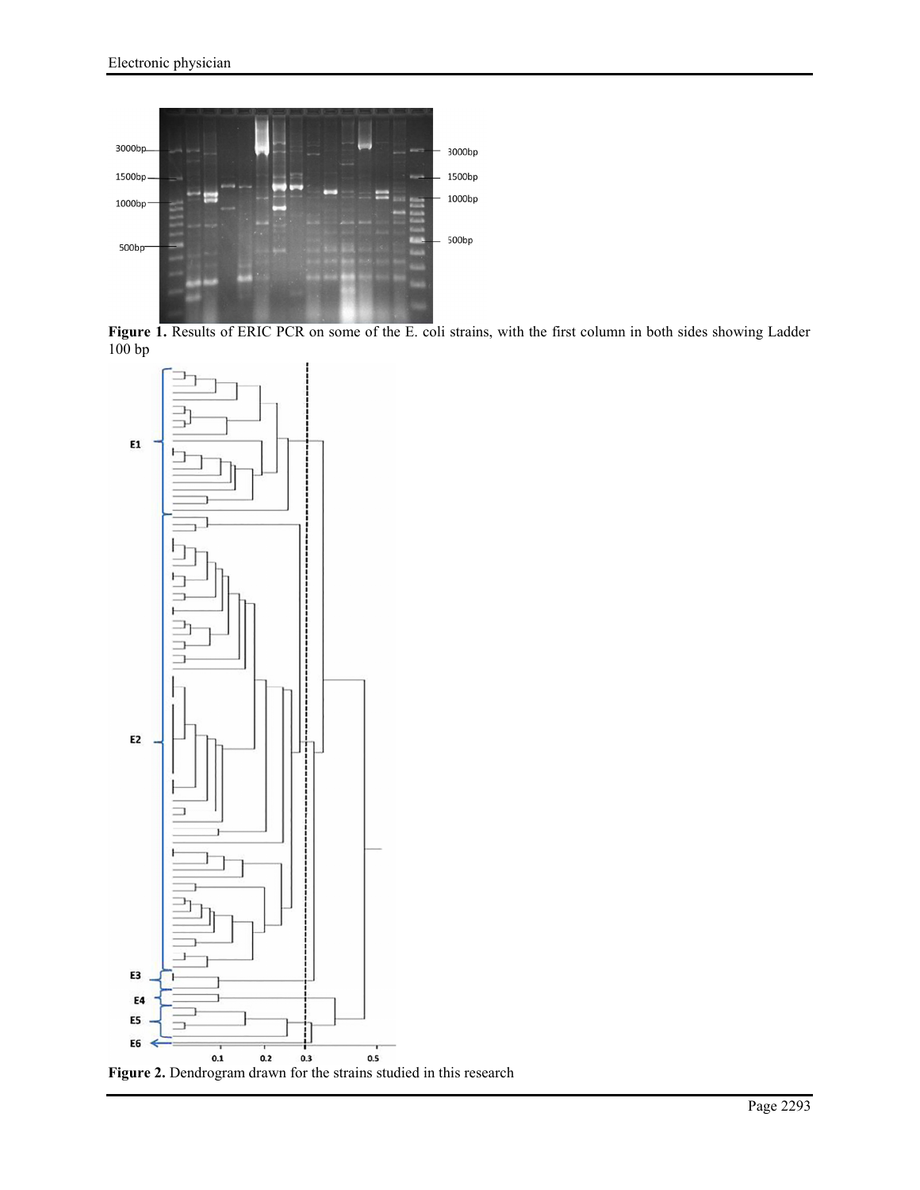Figure 1. Results of ERIC PCR on some of the E. coli strains, with the first column in both sides showing Ladder 100 bp

Figure 2. Dendrogram drawn for the strains studied in this research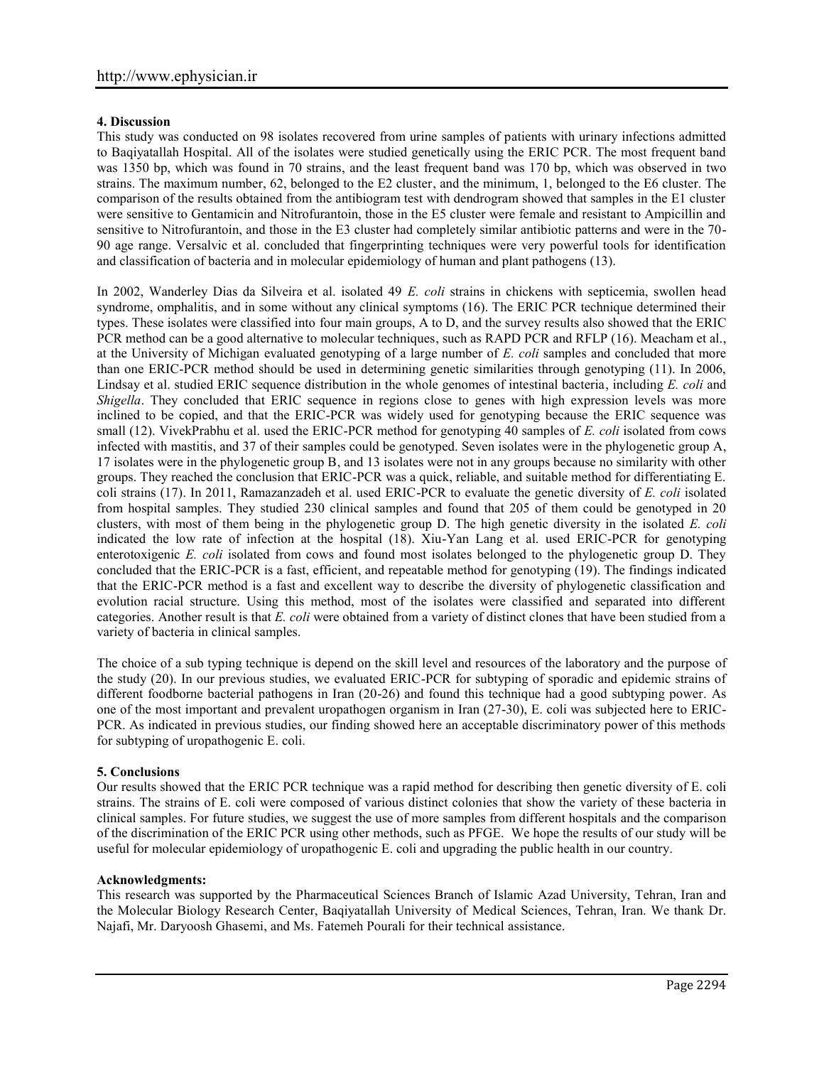### 4. Discussion

This study was conducted on 98 isolates recovered from urine samples of patients with urinary infections admitted to Baqiyatallah Hospital. All of the isolates were studied genetically using the ERIC PCR. The most frequent band was 1350 bp, which was found in 70 strains, and the least frequent band was 170 bp, which was observed in two strains. The maximum number, 62, belonged to the E2 cluster, and the minimum, 1, belonged to the E6 cluster. The comparison of the results obtained from the antibiogram test with dendrogram showed that samples in the E1 cluster were sensitive to Gentamicin and Nitrofurantoin, those in the E5 cluster were female and resistant to Ampicillin and sensitive to Nitrofurantoin, and those in the E3 cluster had completely similar antibiotic patterns and were in the 70-90 age range. Versalvic et al. concluded that fingerprinting techniques were very powerful tools for identification and classification of bacteria and in molecular epidemiology of human and plant pathogens (13).

In 2002, Wanderley Dias da Silveira et al. isolated 49 *E. coli* strains in chickens with septicemia, swollen head syndrome, omphalitis, and in some without any clinical symptoms (16). The ERIC PCR technique determined their types. These isolates were classified into four main groups, A to D, and the survey results also showed that the ERIC PCR method can be a good alternative to molecular techniques, such as RAPD PCR and RFLP (16). Meacham et al., at the University of Michigan evaluated genotyping of a large number of *E. coli* samples and concluded that more than one ERIC-PCR method should be used in determining genetic similarities through genotyping (11). In 2006, Lindsay et al. studied ERIC sequence distribution in the whole genomes of intestinal bacteria, including *E. coli* and *Shigella*. They concluded that ERIC sequence in regions close to genes with high expression levels was more inclined to be copied, and that the ERIC-PCR was widely used for genotyping because the ERIC sequence was small (12). VivekPrabhu et al. used the ERIC-PCR method for genotyping 40 samples of *E. coli* isolated from cows infected with mastitis, and 37 of their samples could be genotyped. Seven isolates were in the phylogenetic group A, 17 isolates were in the phylogenetic group B, and 13 isolates were not in any groups because no similarity with other groups. They reached the conclusion that ERIC-PCR was a quick, reliable, and suitable method for differentiating E. coli strains (17). In 2011, Ramazanzadeh et al. used ERIC-PCR to evaluate the genetic diversity of *E. coli* isolated from hospital samples. They studied 230 clinical samples and found that 205 of them could be genotyped in 20 clusters, with most of them being in the phylogenetic group D. The high genetic diversity in the isolated *E. coli* indicated the low rate of infection at the hospital (18). Xiu-Yan Lang et al. used ERIC-PCR for genotyping enterotoxigenic *E. coli* isolated from cows and found most isolates belonged to the phylogenetic group D. They concluded that the ERIC-PCR is a fast, efficient, and repeatable method for genotyping (19). The findings indicated that the ERIC-PCR method is a fast and excellent way to describe the diversity of phylogenetic classification and evolution racial structure. Using this method, most of the isolates were classified and separated into different categories. Another result is that *E. coli* were obtained from a variety of distinct clones that have been studied from a variety of bacteria in clinical samples.

The choice of a sub typing technique is depend on the skill level and resources of the laboratory and the purpose of the study (20). In our previous studies, we evaluated ERIC-PCR for subtyping of sporadic and epidemic strains of different foodborne bacterial pathogens in Iran (20-26) and found this technique had a good subtyping power. As one of the most important and prevalent uropathogen organism in Iran (27-30), E. coli was subjected here to ERIC-PCR. As indicated in previous studies, our finding showed here an acceptable discriminatory power of this methods for subtyping of uropathogenic E. coli.

### 5. Conclusions

Our results showed that the ERIC PCR technique was a rapid method for describing then genetic diversity of E. coli strains. The strains of E. coli were composed of various distinct colonies that show the variety of these bacteria in clinical samples. For future studies, we suggest the use of more samples from different hospitals and the comparison of the discrimination of the ERIC PCR using other methods, such as PFGE. We hope the results of our study will be useful for molecular epidemiology of uropathogenic E. coli and upgrading the public health in our country.

**Acknowledgments:**

This research was supported by the Pharmaceutical Sciences Branch of Islamic Azad University, Tehran, Iran and the Molecular Biology Research Center, Baqiyatallah University of Medical Sciences, Tehran, Iran. We thank Dr. Najafi, Mr. Daryoosh Ghasemi, and Ms. Fatemeh Pourali for their technical assistance.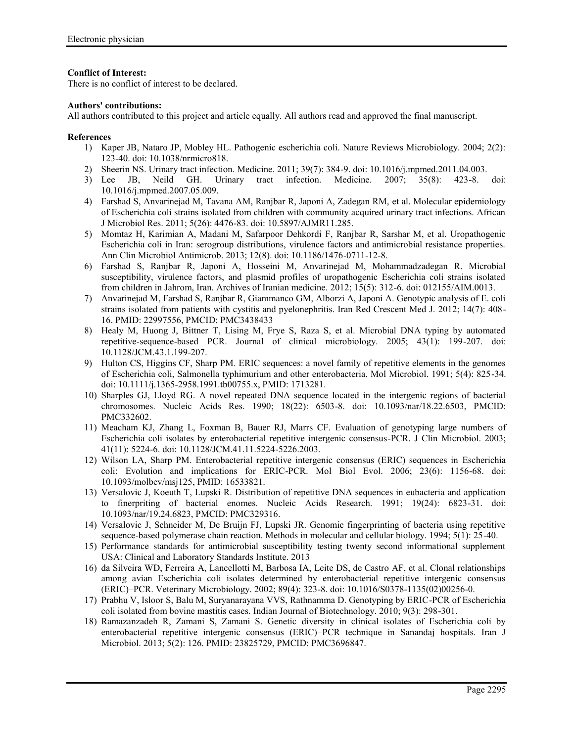**Conflict of Interest:**

There is no conflict of interest to be declared.

**Authors' contributions:**

All authors contributed to this project and article equally. All authors read and approved the final manuscript.

**References**

1) Kaper JB, Nataro JP, Mobley HL. Pathogenic escherichia coli. Nature Reviews Microbiology. 2004; 2(2): 123-40. doi: 10.1038/nrmicro818.
2) Sheerin NS. Urinary tract infection. Medicine. 2011; 39(7): 384-9. doi: 10.1016/j.mpmed.2011.04.003.
3) Lee JB, Neild GH. Urinary tract infection. Medicine. 2007; 35(8): 423-8. doi: 10.1016/j.mpmed.2007.05.009.
4) Farshad S, Anvarinejad M, Tavana AM, Ranjbar R, Japoni A, Zadegan RM, et al. Molecular epidemiology of Escherichia coli strains isolated from children with community acquired urinary tract infections. African J Microbiol Res. 2011; 5(26): 4476-83. doi: 10.5897/AJMR11.285.
5) Momtaz H, Karimian A, Madani M, Safarpoor Dehkordi F, Ranjbar R, Sarshar M, et al. Uropathogenic Escherichia coli in Iran: serogroup distributions, virulence factors and antimicrobial resistance properties. Ann Clin Microbiol Antimicrob. 2013; 12(8). doi: 10.1186/1476-0711-12-8.
6) Farshad S, Ranjbar R, Japoni A, Hosseini M, Anvarinejad M, Mohammadzadegan R. Microbial susceptibility, virulence factors, and plasmid profiles of uropathogenic Escherichia coli strains isolated from children in Jahrom, Iran. Archives of Iranian medicine. 2012; 15(5): 312-6. doi: 012155/AIM.0013.
7) Anvarinejad M, Farshad S, Ranjbar R, Giammanco GM, Alborzi A, Japoni A. Genotypic analysis of E. coli strains isolated from patients with cystitis and pyelonephritis. Iran Red Crescent Med J. 2012; 14(7): 408-16. PMID: 22997556, PMCID: PMC3438433
8) Healy M, Huong J, Bittner T, Lising M, Frye S, Raza S, et al. Microbial DNA typing by automated repetitive-sequence-based PCR. Journal of clinical microbiology. 2005; 43(1): 199-207. doi: 10.1128/JCM.43.1.199-207.
9) Hulton CS, Higgins CF, Sharp PM. ERIC sequences: a novel family of repetitive elements in the genomes of Escherichia coli, Salmonella typhimurium and other enterobacteria. Mol Microbiol. 1991; 5(4): 825-34. doi: 10.1111/j.1365-2958.1991.tb00755.x, PMID: 1713281.
10) Sharples GJ, Lloyd RG. A novel repeated DNA sequence located in the intergenic regions of bacterial chromosomes. Nucleic Acids Res. 1990; 18(22): 6503-8. doi: 10.1093/nar/18.22.6503, PMCID: PMC332602.
11) Meacham KJ, Zhang L, Foxman B, Bauer RJ, Marrs CF. Evaluation of genotyping large numbers of Escherichia coli isolates by enterobacterial repetitive intergenic consensus-PCR. J Clin Microbiol. 2003; 41(11): 5224-6. doi: 10.1128/JCM.41.11.5224-5226.2003.
12) Wilson LA, Sharp PM. Enterobacterial repetitive intergenic consensus (ERIC) sequences in Escherichia coli: Evolution and implications for ERIC-PCR. Mol Biol Evol. 2006; 23(6): 1156-68. doi: 10.1093/molbev/msj125, PMID: 16533821.
13) Versalovic J, Koeuth T, Lupski R. Distribution of repetitive DNA sequences in eubacteria and application to finerpriting of bacterial enomes. Nucleic Acids Research. 1991; 19(24): 6823-31. doi: 10.1093/nar/19.24.6823, PMCID: PMC329316.
14) Versalovic J, Schneider M, De Bruijn FJ, Lupski JR. Genomic fingerprinting of bacteria using repetitive sequence-based polymerase chain reaction. Methods in molecular and cellular biology. 1994; 5(1): 25-40.
15) Performance standards for antimicrobial susceptibility testing twenty second informational supplement USA: Clinical and Laboratory Standards Institute. 2013
16) da Silveira WD, Ferreira A, Lancellotti M, Barbosa IA, Leite DS, de Castro AF, et al. Clonal relationships among avian Escherichia coli isolates determined by enterobacterial repetitive intergenic consensus (ERIC)–PCR. Veterinary Microbiology. 2002; 89(4): 323-8. doi: 10.1016/S0378-1135(02)00256-0.
17) Prabhu V, Isloor S, Balu M, Suryanarayana VVS, Rathnamma D. Genotyping by ERIC-PCR of Escherichia coli isolated from bovine mastitis cases. Indian Journal of Biotechnology. 2010; 9(3): 298-301.
18) Ramazanzadeh R, Zamani S, Zamani S. Genetic diversity in clinical isolates of Escherichia coli by enterobacterial repetitive intergenic consensus (ERIC)–PCR technique in Sanandaj hospitals. Iran J Microbiol. 2013; 5(2): 126. PMID: 23825729, PMCID: PMC3696847.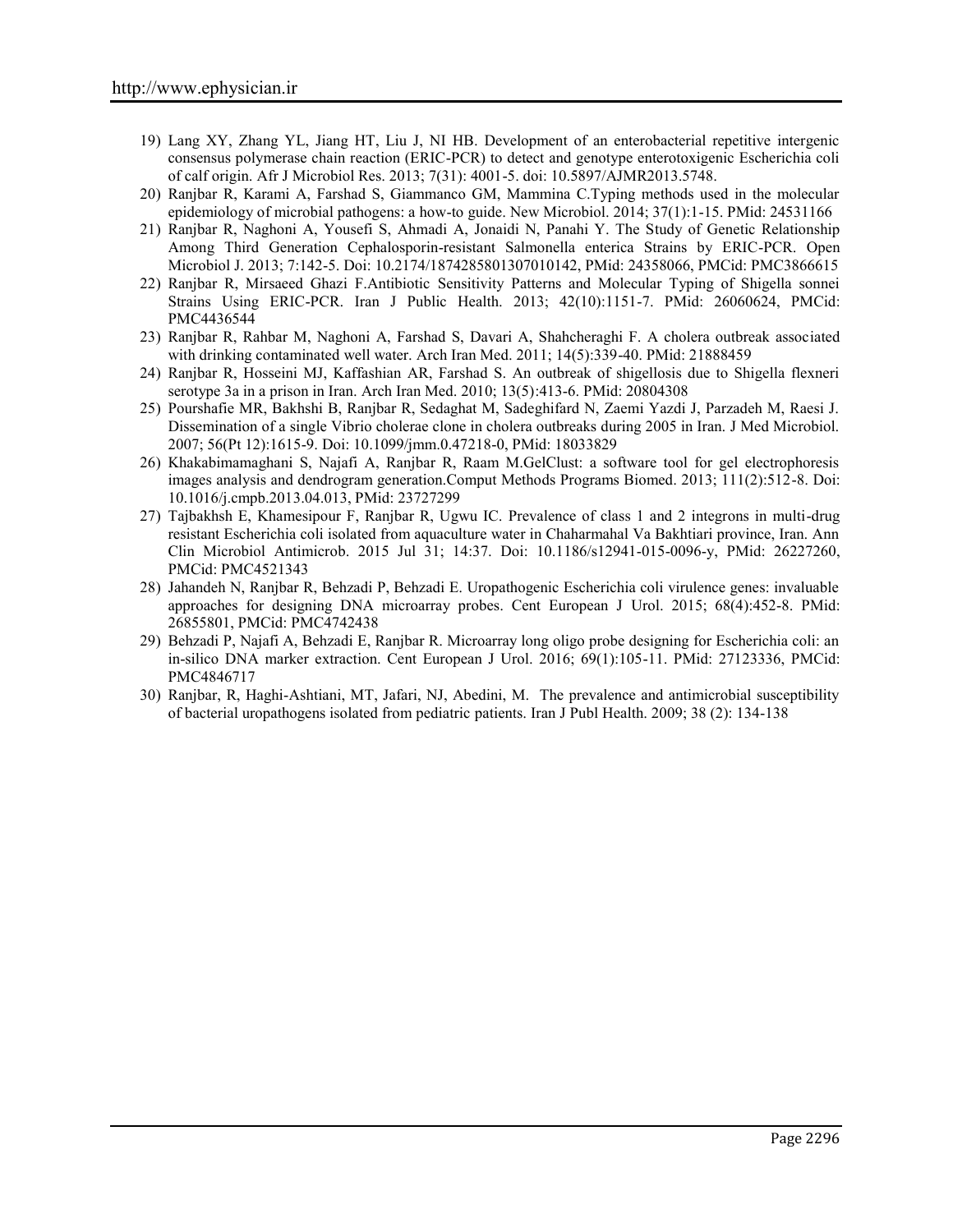19) Lang XY, Zhang YL, Jiang HT, Liu J, NI HB. Development of an enterobacterial repetitive intergenic consensus polymerase chain reaction (ERIC-PCR) to detect and genotype enterotoxigenic Escherichia coli of calf origin. Afr J Microbiol Res. 2013; 7(31): 4001-5. doi: 10.5897/AJMR2013.5748.
20) Ranjbar R, Karami A, Farshad S, Giammanco GM, Mammina C.Typing methods used in the molecular epidemiology of microbial pathogens: a how-to guide. New Microbiol. 2014; 37(1):1-15. PMid: 24531166
21) Ranjbar R, Naghoni A, Yousefi S, Ahmadi A, Jonaidi N, Panahi Y. The Study of Genetic Relationship Among Third Generation Cephalosporin-resistant Salmonella enterica Strains by ERIC-PCR. Open Microbiol J. 2013; 7:142-5. Doi: 10.2174/1874285801307010142, PMid: 24358066, PMCid: PMC3866615
22) Ranjbar R, Mirsaeed Ghazi F.Antibiotic Sensitivity Patterns and Molecular Typing of Shigella sonnei Strains Using ERIC-PCR. Iran J Public Health. 2013; 42(10):1151-7. PMid: 26060624, PMCid: PMC4436544
23) Ranjbar R, Rahbar M, Naghoni A, Farshad S, Davari A, Shahcheraghi F. A cholera outbreak associated with drinking contaminated well water. Arch Iran Med. 2011; 14(5):339-40. PMid: 21888459
24) Ranjbar R, Hosseini MJ, Kaffashian AR, Farshad S. An outbreak of shigellosis due to Shigella flexneri serotype 3a in a prison in Iran. Arch Iran Med. 2010; 13(5):413-6. PMid: 20804308
25) Pourshafie MR, Bakhshi B, Ranjbar R, Sedaghat M, Sadeghifard N, Zaemi Yazdi J, Parzadeh M, Raesi J. Dissemination of a single Vibrio cholerae clone in cholera outbreaks during 2005 in Iran. J Med Microbiol. 2007; 56(Pt 12):1615-9. Doi: 10.1099/jmm.0.47218-0, PMid: 18033829
26) Khakabimamaghani S, Najafi A, Ranjbar R, Raam M.GelClust: a software tool for gel electrophoresis images analysis and dendrogram generation.Comput Methods Programs Biomed. 2013; 111(2):512-8. Doi: 10.1016/j.cmpb.2013.04.013, PMid: 23727299
27) Tajbakhsh E, Khamesipour F, Ranjbar R, Ugwu IC. Prevalence of class 1 and 2 integrons in multi-drug resistant Escherichia coli isolated from aquaculture water in Chaharmahal Va Bakhtiari province, Iran. Ann Clin Microbiol Antimicrob. 2015 Jul 31; 14:37. Doi: 10.1186/s12941-015-0096-y, PMid: 26227260, PMCid: PMC4521343
28) Jahandeh N, Ranjbar R, Behzadi P, Behzadi E. Uropathogenic Escherichia coli virulence genes: invaluable approaches for designing DNA microarray probes. Cent European J Urol. 2015; 68(4):452-8. PMid: 26855801, PMCid: PMC4742438
29) Behzadi P, Najafi A, Behzadi E, Ranjbar R. Microarray long oligo probe designing for Escherichia coli: an in-silico DNA marker extraction. Cent European J Urol. 2016; 69(1):105-11. PMid: 27123336, PMCid: PMC4846717
30) Ranjbar, R, Haghi-Ashtiani, MT, Jafari, NJ, Abedini, M. The prevalence and antimicrobial susceptibility of bacterial uropathogens isolated from pediatric patients. Iran J Publ Health. 2009; 38 (2): 134-138